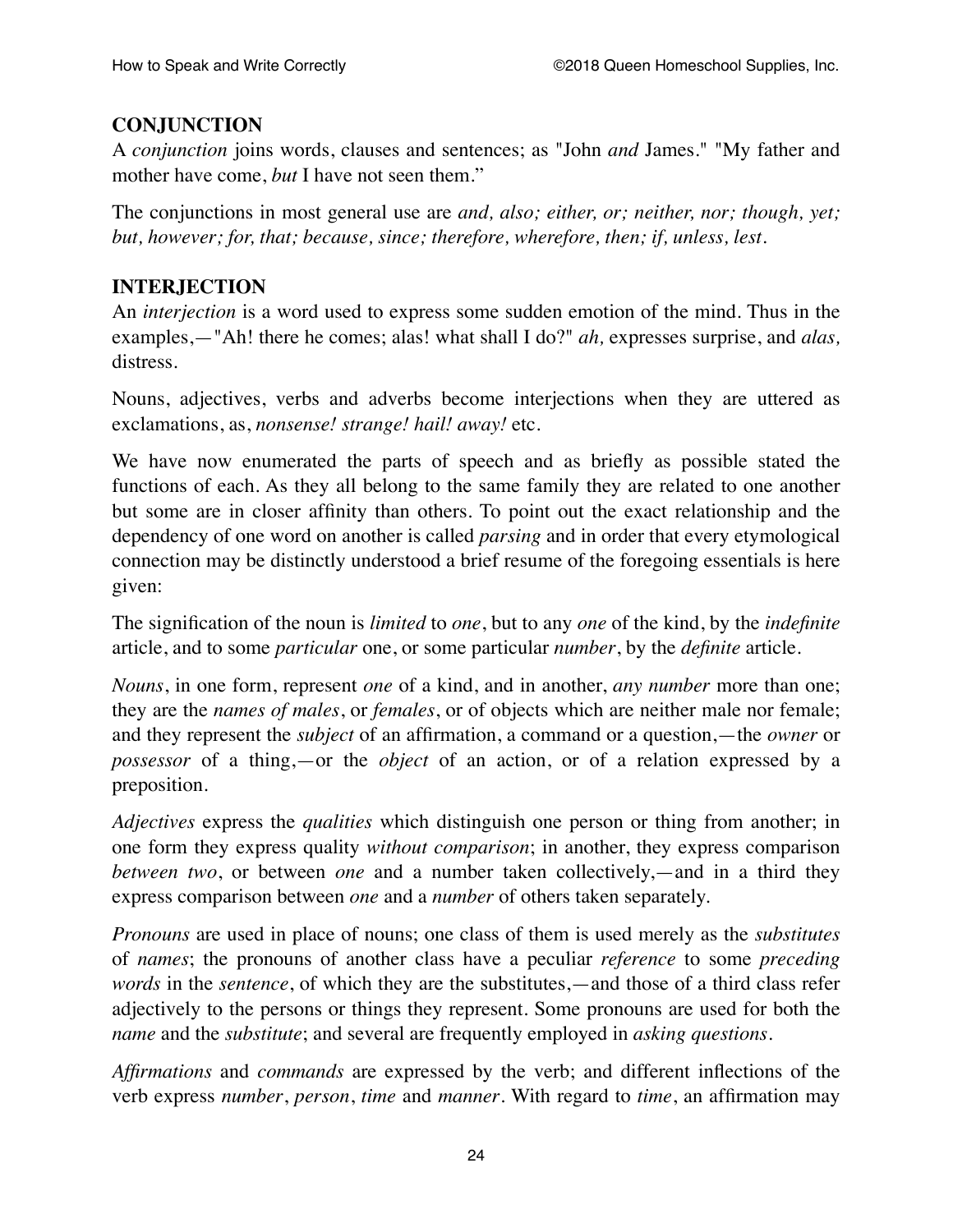## CONJUNCTION

A *conjunction* joins words, clauses and sentences; as "John *and* James." "My father and mother have come, *but* I have not seen them."

The conjunctions in most general use are *and, also; either, or; neither, nor; though, yet; but, however; for, that; because, since; therefore, wherefore, then; if, unless, lest.*

## INTERJECTION

An *interjection* is a word used to express some sudden emotion of the mind. Thus in the examples,—"Ah! there he comes; alas! what shall I do?" *ah,* expresses surprise, and *alas,* distress.

Nouns, adjectives, verbs and adverbs become interjections when they are uttered as exclamations, as, *nonsense! strange! hail! away!* etc.

We have now enumerated the parts of speech and as briefly as possible stated the functions of each. As they all belong to the same family they are related to one another but some are in closer affinity than others. To point out the exact relationship and the dependency of one word on another is called *parsing* and in order that every etymological connection may be distinctly understood a brief resume of the foregoing essentials is here given:

The signification of the noun is *limited* to *one*, but to any *one* of the kind, by the *indefinite* article, and to some *particular* one, or some particular *number*, by the *definite* article.

*Nouns*, in one form, represent *one* of a kind, and in another, *any number* more than one; they are the *names of males*, or *females*, or of objects which are neither male nor female; and they represent the *subject* of an affirmation, a command or a question,—the *owner* or *possessor* of a thing,—or the *object* of an action, or of a relation expressed by a preposition.

*Adjectives* express the *qualities* which distinguish one person or thing from another; in one form they express quality *without comparison*; in another, they express comparison *between two*, or between *one* and a number taken collectively,—and in a third they express comparison between *one* and a *number* of others taken separately.

*Pronouns* are used in place of nouns; one class of them is used merely as the *substitutes* of *names*; the pronouns of another class have a peculiar *reference* to some *preceding words* in the *sentence*, of which they are the substitutes,—and those of a third class refer adjectively to the persons or things they represent. Some pronouns are used for both the *name* and the *substitute*; and several are frequently employed in *asking questions*.

*Affirmations* and *commands* are expressed by the verb; and different inflections of the verb express *number*, *person*, *time* and *manner*. With regard to *time*, an affirmation may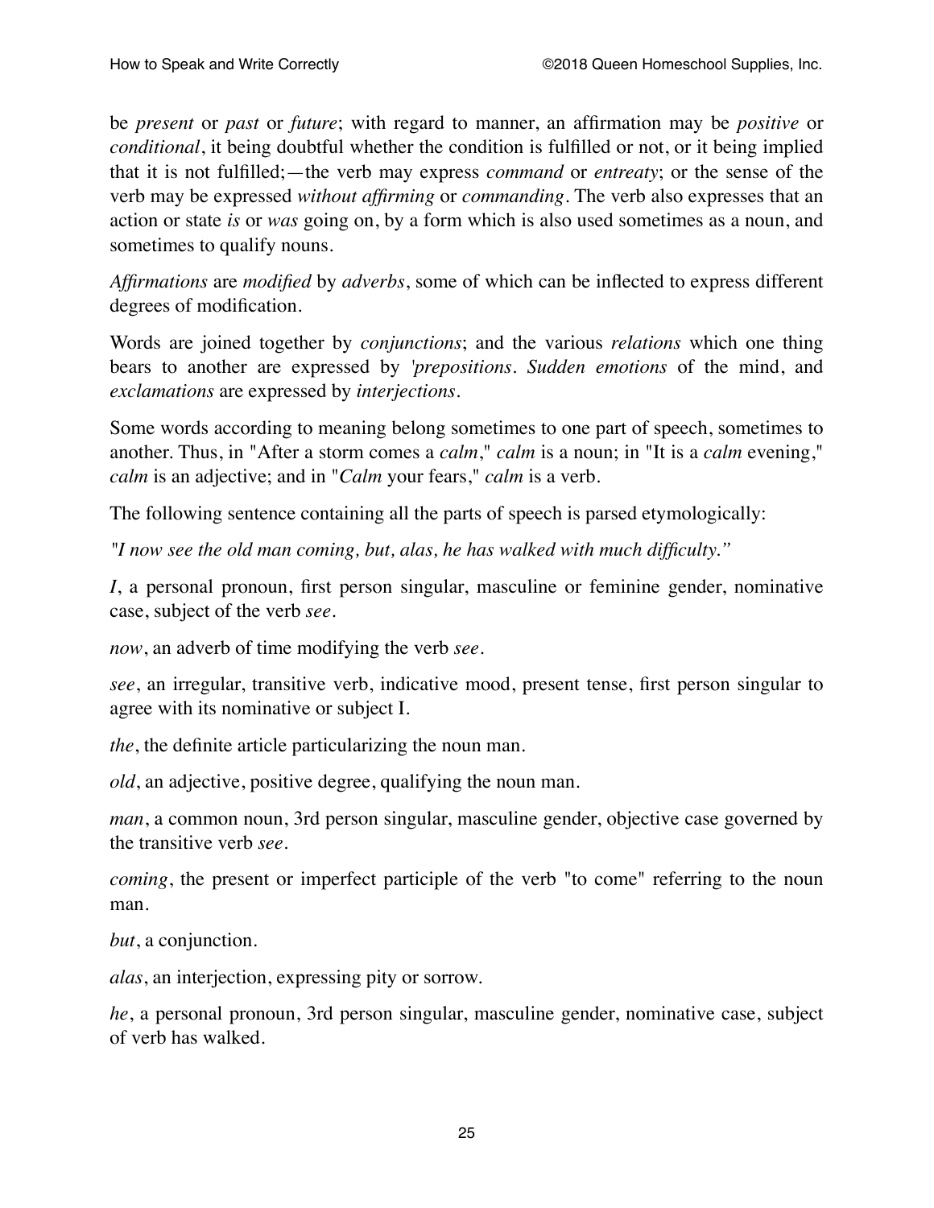be *present* or *past* or *future*; with regard to manner, an affirmation may be *positive* or *conditional*, it being doubtful whether the condition is fulfilled or not, or it being implied that it is not fulfilled;—the verb may express *command* or *entreaty*; or the sense of the verb may be expressed *without affirming* or *commanding*. The verb also expresses that an action or state *is* or *was* going on, by a form which is also used sometimes as a noun, and sometimes to qualify nouns.

*Affirmations* are *modified* by *adverbs*, some of which can be inflected to express different degrees of modification.

Words are joined together by *conjunctions*; and the various *relations* which one thing bears to another are expressed by '*prepositions*. *Sudden emotions* of the mind, and *exclamations* are expressed by *interjections*.

Some words according to meaning belong sometimes to one part of speech, sometimes to another. Thus, in "After a storm comes a *calm*," *calm* is a noun; in "It is a *calm* evening," *calm* is an adjective; and in "*Calm* your fears," *calm* is a verb.

The following sentence containing all the parts of speech is parsed etymologically:

*"I now see the old man coming, but, alas, he has walked with much difficulty."*

*I*, a personal pronoun, first person singular, masculine or feminine gender, nominative case, subject of the verb *see*.

*now*, an adverb of time modifying the verb *see*.

*see*, an irregular, transitive verb, indicative mood, present tense, first person singular to agree with its nominative or subject I.

*the*, the definite article particularizing the noun man.

*old*, an adjective, positive degree, qualifying the noun man.

*man*, a common noun, 3rd person singular, masculine gender, objective case governed by the transitive verb *see*.

*coming*, the present or imperfect participle of the verb "to come" referring to the noun man.

*but*, a conjunction.

*alas*, an interjection, expressing pity or sorrow.

*he*, a personal pronoun, 3rd person singular, masculine gender, nominative case, subject of verb has walked.